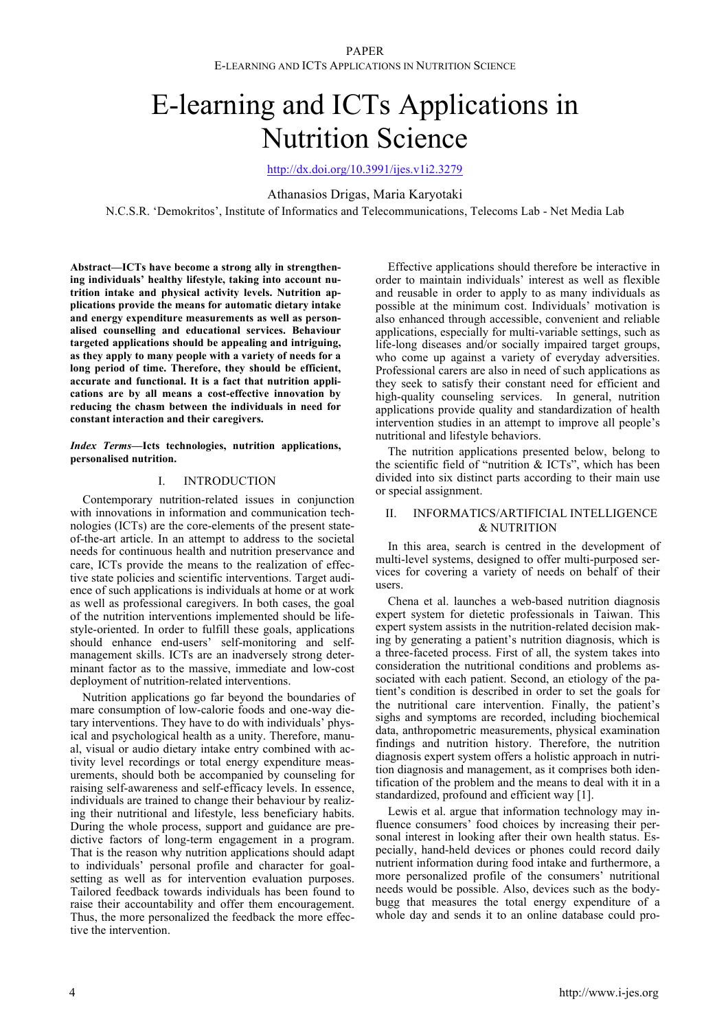# E-learning and ICTs Applications in Nutrition Science

http://dx.doi.org/10.3991/ijes.v1i2.3279

Athanasios Drigas, Maria Karyotaki

N.C.S.R. 'Demokritos', Institute of Informatics and Telecommunications, Telecoms Lab - Net Media Lab

**Abstract—ICTs have become a strong ally in strengthening individuals' healthy lifestyle, taking into account nutrition intake and physical activity levels. Nutrition applications provide the means for automatic dietary intake and energy expenditure measurements as well as personalised counselling and educational services. Behaviour targeted applications should be appealing and intriguing, as they apply to many people with a variety of needs for a long period of time. Therefore, they should be efficient, accurate and functional. It is a fact that nutrition applications are by all means a cost-effective innovation by reducing the chasm between the individuals in need for constant interaction and their caregivers.**

***Index Terms*—Icts technologies, nutrition applications, personalised nutrition.**

## I. INTRODUCTION

Contemporary nutrition-related issues in conjunction with innovations in information and communication technologies (ICTs) are the core-elements of the present state-of-the-art article. In an attempt to address to the societal needs for continuous health and nutrition preservance and care, ICTs provide the means to the realization of effective state policies and scientific interventions. Target audience of such applications is individuals at home or at work as well as professional caregivers. In both cases, the goal of the nutrition interventions implemented should be lifestyle-oriented. In order to fulfill these goals, applications should enhance end-users' self-monitoring and self-management skills. ICTs are an inadversely strong determinant factor as to the massive, immediate and low-cost deployment of nutrition-related interventions.

Nutrition applications go far beyond the boundaries of mare consumption of low-calorie foods and one-way dietary interventions. They have to do with individuals' physical and psychological health as a unity. Therefore, manual, visual or audio dietary intake entry combined with activity level recordings or total energy expenditure measurements, should both be accompanied by counseling for raising self-awareness and self-efficacy levels. In essence, individuals are trained to change their behaviour by realizing their nutritional and lifestyle, less beneficiary habits. During the whole process, support and guidance are predictive factors of long-term engagement in a program. That is the reason why nutrition applications should adapt to individuals' personal profile and character for goal-setting as well as for intervention evaluation purposes. Tailored feedback towards individuals has been found to raise their accountability and offer them encouragement. Thus, the more personalized the feedback the more effective the intervention.

Effective applications should therefore be interactive in order to maintain individuals' interest as well as flexible and reusable in order to apply to as many individuals as possible at the minimum cost. Individuals' motivation is also enhanced through accessible, convenient and reliable applications, especially for multi-variable settings, such as life-long diseases and/or socially impaired target groups, who come up against a variety of everyday adversities. Professional carers are also in need of such applications as they seek to satisfy their constant need for efficient and high-quality counseling services. In general, nutrition applications provide quality and standardization of health intervention studies in an attempt to improve all people's nutritional and lifestyle behaviors.

The nutrition applications presented below, belong to the scientific field of "nutrition & ICTs", which has been divided into six distinct parts according to their main use or special assignment.

## II. INFORMATICS/ARTIFICIAL INTELLIGENCE & NUTRITION

In this area, search is centred in the development of multi-level systems, designed to offer multi-purposed services for covering a variety of needs on behalf of their users.

Chena et al. launches a web-based nutrition diagnosis expert system for dietetic professionals in Taiwan. This expert system assists in the nutrition-related decision making by generating a patient's nutrition diagnosis, which is a three-faceted process. First of all, the system takes into consideration the nutritional conditions and problems associated with each patient. Second, an etiology of the patient's condition is described in order to set the goals for the nutritional care intervention. Finally, the patient's sighs and symptoms are recorded, including biochemical data, anthropometric measurements, physical examination findings and nutrition history. Therefore, the nutrition diagnosis expert system offers a holistic approach in nutrition diagnosis and management, as it comprises both identification of the problem and the means to deal with it in a standardized, profound and efficient way [1].

Lewis et al. argue that information technology may influence consumers' food choices by increasing their personal interest in looking after their own health status. Especially, hand-held devices or phones could record daily nutrient information during food intake and furthermore, a more personalized profile of the consumers' nutritional needs would be possible. Also, devices such as the body-bugg that measures the total energy expenditure of a whole day and sends it to an online database could pro-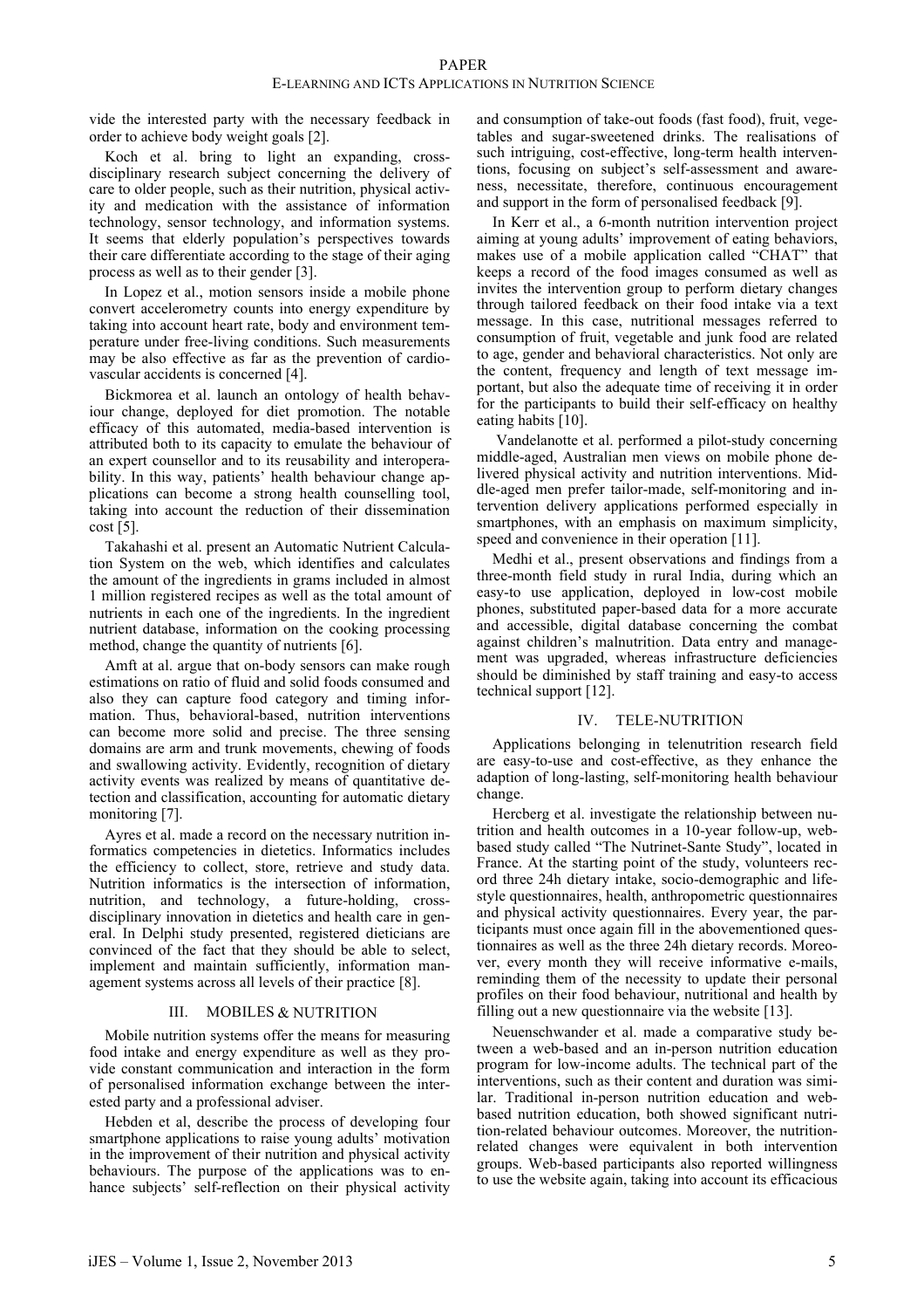vide the interested party with the necessary feedback in order to achieve body weight goals [2].

Koch et al. bring to light an expanding, cross-disciplinary research subject concerning the delivery of care to older people, such as their nutrition, physical activity and medication with the assistance of information technology, sensor technology, and information systems. It seems that elderly population's perspectives towards their care differentiate according to the stage of their aging process as well as to their gender [3].

In Lopez et al., motion sensors inside a mobile phone convert accelerometry counts into energy expenditure by taking into account heart rate, body and environment temperature under free-living conditions. Such measurements may be also effective as far as the prevention of cardiovascular accidents is concerned [4].

Bickmorea et al. launch an ontology of health behaviour change, deployed for diet promotion. The notable efficacy of this automated, media-based intervention is attributed both to its capacity to emulate the behaviour of an expert counsellor and to its reusability and interoperability. In this way, patients' health behaviour change applications can become a strong health counselling tool, taking into account the reduction of their dissemination cost [5].

Takahashi et al. present an Automatic Nutrient Calculation System on the web, which identifies and calculates the amount of the ingredients in grams included in almost 1 million registered recipes as well as the total amount of nutrients in each one of the ingredients. In the ingredient nutrient database, information on the cooking processing method, change the quantity of nutrients [6].

Amft at al. argue that on-body sensors can make rough estimations on ratio of fluid and solid foods consumed and also they can capture food category and timing information. Thus, behavioral-based, nutrition interventions can become more solid and precise. The three sensing domains are arm and trunk movements, chewing of foods and swallowing activity. Evidently, recognition of dietary activity events was realized by means of quantitative detection and classification, accounting for automatic dietary monitoring [7].

Ayres et al. made a record on the necessary nutrition informatics competencies in dietetics. Informatics includes the efficiency to collect, store, retrieve and study data. Nutrition informatics is the intersection of information, nutrition, and technology, a future-holding, cross-disciplinary innovation in dietetics and health care in general. In Delphi study presented, registered dieticians are convinced of the fact that they should be able to select, implement and maintain sufficiently, information management systems across all levels of their practice [8].

## III. MOBILES & NUTRITION

Mobile nutrition systems offer the means for measuring food intake and energy expenditure as well as they provide constant communication and interaction in the form of personalised information exchange between the interested party and a professional adviser.

Hebden et al, describe the process of developing four smartphone applications to raise young adults' motivation in the improvement of their nutrition and physical activity behaviours. The purpose of the applications was to enhance subjects' self-reflection on their physical activity and consumption of take-out foods (fast food), fruit, vegetables and sugar-sweetened drinks. The realisations of such intriguing, cost-effective, long-term health interventions, focusing on subject's self-assessment and awareness, necessitate, therefore, continuous encouragement and support in the form of personalised feedback [9].

In Kerr et al., a 6-month nutrition intervention project aiming at young adults' improvement of eating behaviors, makes use of a mobile application called "CHAT" that keeps a record of the food images consumed as well as invites the intervention group to perform dietary changes through tailored feedback on their food intake via a text message. In this case, nutritional messages referred to consumption of fruit, vegetable and junk food are related to age, gender and behavioral characteristics. Not only are the content, frequency and length of text message important, but also the adequate time of receiving it in order for the participants to build their self-efficacy on healthy eating habits [10].

Vandelanotte et al. performed a pilot-study concerning middle-aged, Australian men views on mobile phone delivered physical activity and nutrition interventions. Middle-aged men prefer tailor-made, self-monitoring and intervention delivery applications performed especially in smartphones, with an emphasis on maximum simplicity, speed and convenience in their operation [11].

Medhi et al., present observations and findings from a three-month field study in rural India, during which an easy-to use application, deployed in low-cost mobile phones, substituted paper-based data for a more accurate and accessible, digital database concerning the combat against children's malnutrition. Data entry and management was upgraded, whereas infrastructure deficiencies should be diminished by staff training and easy-to access technical support [12].

## IV. TELE-NUTRITION

Applications belonging in telenutrition research field are easy-to-use and cost-effective, as they enhance the adaption of long-lasting, self-monitoring health behaviour change.

Hercberg et al. investigate the relationship between nutrition and health outcomes in a 10-year follow-up, web-based study called "The Nutrinet-Sante Study", located in France. At the starting point of the study, volunteers record three 24h dietary intake, socio-demographic and lifestyle questionnaires, health, anthropometric questionnaires and physical activity questionnaires. Every year, the participants must once again fill in the abovementioned questionnaires as well as the three 24h dietary records. Moreover, every month they will receive informative e-mails, reminding them of the necessity to update their personal profiles on their food behaviour, nutritional and health by filling out a new questionnaire via the website [13].

Neuenschwander et al. made a comparative study between a web-based and an in-person nutrition education program for low-income adults. The technical part of the interventions, such as their content and duration was similar. Traditional in-person nutrition education and web-based nutrition education, both showed significant nutrition-related behaviour outcomes. Moreover, the nutrition-related changes were equivalent in both intervention groups. Web-based participants also reported willingness to use the website again, taking into account its efficacious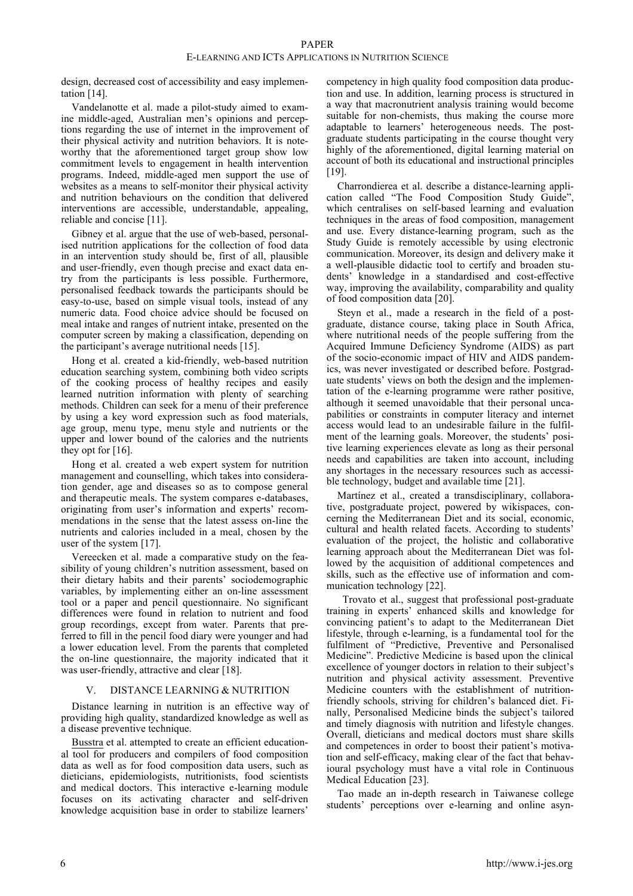design, decreased cost of accessibility and easy implementation [14].

Vandelanotte et al. made a pilot-study aimed to examine middle-aged, Australian men's opinions and perceptions regarding the use of internet in the improvement of their physical activity and nutrition behaviors. It is noteworthy that the aforementioned target group show low commitment levels to engagement in health intervention programs. Indeed, middle-aged men support the use of websites as a means to self-monitor their physical activity and nutrition behaviours on the condition that delivered interventions are accessible, understandable, appealing, reliable and concise [11].

Gibney et al. argue that the use of web-based, personalised nutrition applications for the collection of food data in an intervention study should be, first of all, plausible and user-friendly, even though precise and exact data entry from the participants is less possible. Furthermore, personalised feedback towards the participants should be easy-to-use, based on simple visual tools, instead of any numeric data. Food choice advice should be focused on meal intake and ranges of nutrient intake, presented on the computer screen by making a classification, depending on the participant's average nutritional needs [15].

Hong et al. created a kid-friendly, web-based nutrition education searching system, combining both video scripts of the cooking process of healthy recipes and easily learned nutrition information with plenty of searching methods. Children can seek for a menu of their preference by using a key word expression such as food materials, age group, menu type, menu style and nutrients or the upper and lower bound of the calories and the nutrients they opt for [16].

Hong et al. created a web expert system for nutrition management and counselling, which takes into consideration gender, age and diseases so as to compose general and therapeutic meals. The system compares e-databases, originating from user's information and experts' recommendations in the sense that the latest assess on-line the nutrients and calories included in a meal, chosen by the user of the system [17].

Vereecken et al. made a comparative study on the feasibility of young children's nutrition assessment, based on their dietary habits and their parents' sociodemographic variables, by implementing either an on-line assessment tool or a paper and pencil questionnaire. No significant differences were found in relation to nutrient and food group recordings, except from water. Parents that preferred to fill in the pencil food diary were younger and had a lower education level. From the parents that completed the on-line questionnaire, the majority indicated that it was user-friendly, attractive and clear [18].

## V. DISTANCE LEARNING & NUTRITION

Distance learning in nutrition is an effective way of providing high quality, standardized knowledge as well as a disease preventive technique.

Busstra et al. attempted to create an efficient educational tool for producers and compilers of food composition data as well as for food composition data users, such as dieticians, epidemiologists, nutritionists, food scientists and medical doctors. This interactive e-learning module focuses on its activating character and self-driven knowledge acquisition base in order to stabilize learners' competency in high quality food composition data production and use. In addition, learning process is structured in a way that macronutrient analysis training would become suitable for non-chemists, thus making the course more adaptable to learners' heterogeneous needs. The postgraduate students participating in the course thought very highly of the aforementioned, digital learning material on account of both its educational and instructional principles [19].

Charrondierea et al. describe a distance-learning application called "The Food Composition Study Guide", which centralises on self-based learning and evaluation techniques in the areas of food composition, management and use. Every distance-learning program, such as the Study Guide is remotely accessible by using electronic communication. Moreover, its design and delivery make it a well-plausible didactic tool to certify and broaden students' knowledge in a standardised and cost-effective way, improving the availability, comparability and quality of food composition data [20].

Steyn et al., made a research in the field of a postgraduate, distance course, taking place in South Africa, where nutritional needs of the people suffering from the Acquired Immune Deficiency Syndrome (AIDS) as part of the socio-economic impact of HIV and AIDS pandemics, was never investigated or described before. Postgraduate students' views on both the design and the implementation of the e-learning programme were rather positive, although it seemed unavoidable that their personal uncapabilities or constraints in computer literacy and internet access would lead to an undesirable failure in the fulfilment of the learning goals. Moreover, the students' positive learning experiences elevate as long as their personal needs and capabilities are taken into account, including any shortages in the necessary resources such as accessible technology, budget and available time [21].

Martínez et al., created a transdisciplinary, collaborative, postgraduate project, powered by wikispaces, concerning the Mediterranean Diet and its social, economic, cultural and health related facets. According to students' evaluation of the project, the holistic and collaborative learning approach about the Mediterranean Diet was followed by the acquisition of additional competences and skills, such as the effective use of information and communication technology [22].

Trovato et al., suggest that professional post-graduate training in experts' enhanced skills and knowledge for convincing patient's to adapt to the Mediterranean Diet lifestyle, through e-learning, is a fundamental tool for the fulfilment of "Predictive, Preventive and Personalised Medicine". Predictive Medicine is based upon the clinical excellence of younger doctors in relation to their subject's nutrition and physical activity assessment. Preventive Medicine counters with the establishment of nutrition-friendly schools, striving for children's balanced diet. Finally, Personalised Medicine binds the subject's tailored and timely diagnosis with nutrition and lifestyle changes. Overall, dieticians and medical doctors must share skills and competences in order to boost their patient's motivation and self-efficacy, making clear of the fact that behavioural psychology must have a vital role in Continuous Medical Education [23].

Tao made an in-depth research in Taiwanese college students' perceptions over e-learning and online asyn-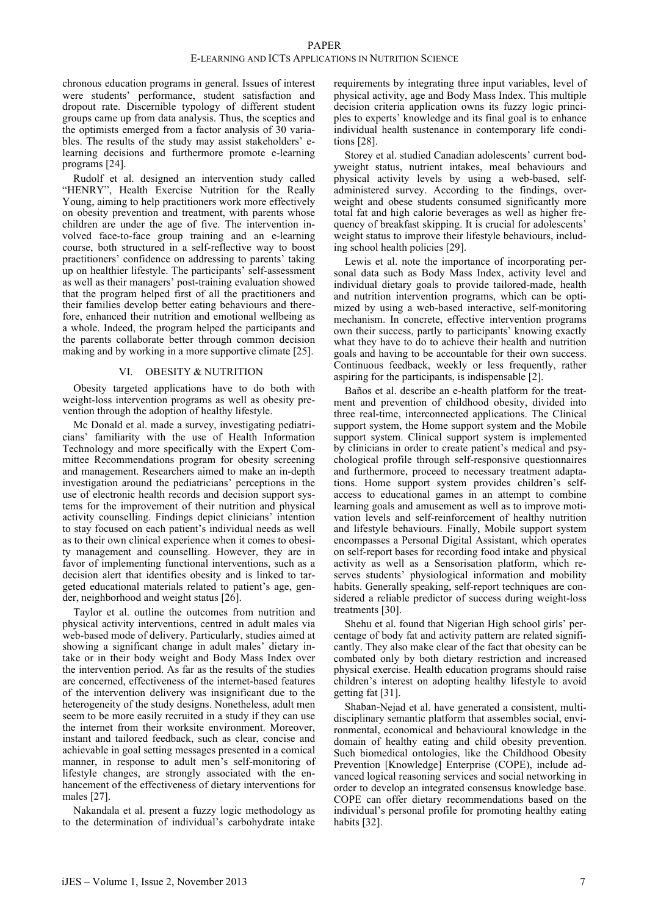chronous education programs in general. Issues of interest were students' performance, student satisfaction and dropout rate. Discernible typology of different student groups came up from data analysis. Thus, the sceptics and the optimists emerged from a factor analysis of 30 variables. The results of the study may assist stakeholders' e-learning decisions and furthermore promote e-learning programs [24].

Rudolf et al. designed an intervention study called "HENRY", Health Exercise Nutrition for the Really Young, aiming to help practitioners work more effectively on obesity prevention and treatment, with parents whose children are under the age of five. The intervention involved face-to-face group training and an e-learning course, both structured in a self-reflective way to boost practitioners' confidence on addressing to parents' taking up on healthier lifestyle. The participants' self-assessment as well as their managers' post-training evaluation showed that the program helped first of all the practitioners and their families develop better eating behaviours and therefore, enhanced their nutrition and emotional wellbeing as a whole. Indeed, the program helped the participants and the parents collaborate better through common decision making and by working in a more supportive climate [25].

## VI. OBESITY & NUTRITION

Obesity targeted applications have to do both with weight-loss intervention programs as well as obesity prevention through the adoption of healthy lifestyle.

Mc Donald et al. made a survey, investigating pediatricians' familiarity with the use of Health Information Technology and more specifically with the Expert Committee Recommendations program for obesity screening and management. Researchers aimed to make an in-depth investigation around the pediatricians' perceptions in the use of electronic health records and decision support systems for the improvement of their nutrition and physical activity counselling. Findings depict clinicians' intention to stay focused on each patient's individual needs as well as to their own clinical experience when it comes to obesity management and counselling. However, they are in favor of implementing functional interventions, such as a decision alert that identifies obesity and is linked to targeted educational materials related to patient's age, gender, neighborhood and weight status [26].

Taylor et al. outline the outcomes from nutrition and physical activity interventions, centred in adult males via web-based mode of delivery. Particularly, studies aimed at showing a significant change in adult males' dietary intake or in their body weight and Body Mass Index over the intervention period. As far as the results of the studies are concerned, effectiveness of the internet-based features of the intervention delivery was insignificant due to the heterogeneity of the study designs. Nonetheless, adult men seem to be more easily recruited in a study if they can use the internet from their worksite environment. Moreover, instant and tailored feedback, such as clear, concise and achievable in goal setting messages presented in a comical manner, in response to adult men's self-monitoring of lifestyle changes, are strongly associated with the enhancement of the effectiveness of dietary interventions for males [27].

Nakandala et al. present a fuzzy logic methodology as to the determination of individual's carbohydrate intake requirements by integrating three input variables, level of physical activity, age and Body Mass Index. This multiple decision criteria application owns its fuzzy logic principles to experts' knowledge and its final goal is to enhance individual health sustenance in contemporary life conditions [28].

Storey et al. studied Canadian adolescents' current bodyweight status, nutrient intakes, meal behaviours and physical activity levels by using a web-based, self-administered survey. According to the findings, overweight and obese students consumed significantly more total fat and high calorie beverages as well as higher frequency of breakfast skipping. It is crucial for adolescents' weight status to improve their lifestyle behaviours, including school health policies [29].

Lewis et al. note the importance of incorporating personal data such as Body Mass Index, activity level and individual dietary goals to provide tailored-made, health and nutrition intervention programs, which can be optimized by using a web-based interactive, self-monitoring mechanism. In concrete, effective intervention programs own their success, partly to participants' knowing exactly what they have to do to achieve their health and nutrition goals and having to be accountable for their own success. Continuous feedback, weekly or less frequently, rather aspiring for the participants, is indispensable [2].

Baños et al. describe an e-health platform for the treatment and prevention of childhood obesity, divided into three real-time, interconnected applications. The Clinical support system, the Home support system and the Mobile support system. Clinical support system is implemented by clinicians in order to create patient's medical and psychological profile through self-responsive questionnaires and furthermore, proceed to necessary treatment adaptations. Home support system provides children's self-access to educational games in an attempt to combine learning goals and amusement as well as to improve motivation levels and self-reinforcement of healthy nutrition and lifestyle behaviours. Finally, Mobile support system encompasses a Personal Digital Assistant, which operates on self-report bases for recording food intake and physical activity as well as a Sensorisation platform, which reserves students' physiological information and mobility habits. Generally speaking, self-report techniques are considered a reliable predictor of success during weight-loss treatments [30].

Shehu et al. found that Nigerian High school girls' percentage of body fat and activity pattern are related significantly. They also make clear of the fact that obesity can be combated only by both dietary restriction and increased physical exercise. Health education programs should raise children's interest on adopting healthy lifestyle to avoid getting fat [31].

Shaban-Nejad et al. have generated a consistent, multidisciplinary semantic platform that assembles social, environmental, economical and behavioural knowledge in the domain of healthy eating and child obesity prevention. Such biomedical ontologies, like the Childhood Obesity Prevention [Knowledge] Enterprise (COPE), include advanced logical reasoning services and social networking in order to develop an integrated consensus knowledge base. COPE can offer dietary recommendations based on the individual's personal profile for promoting healthy eating habits [32].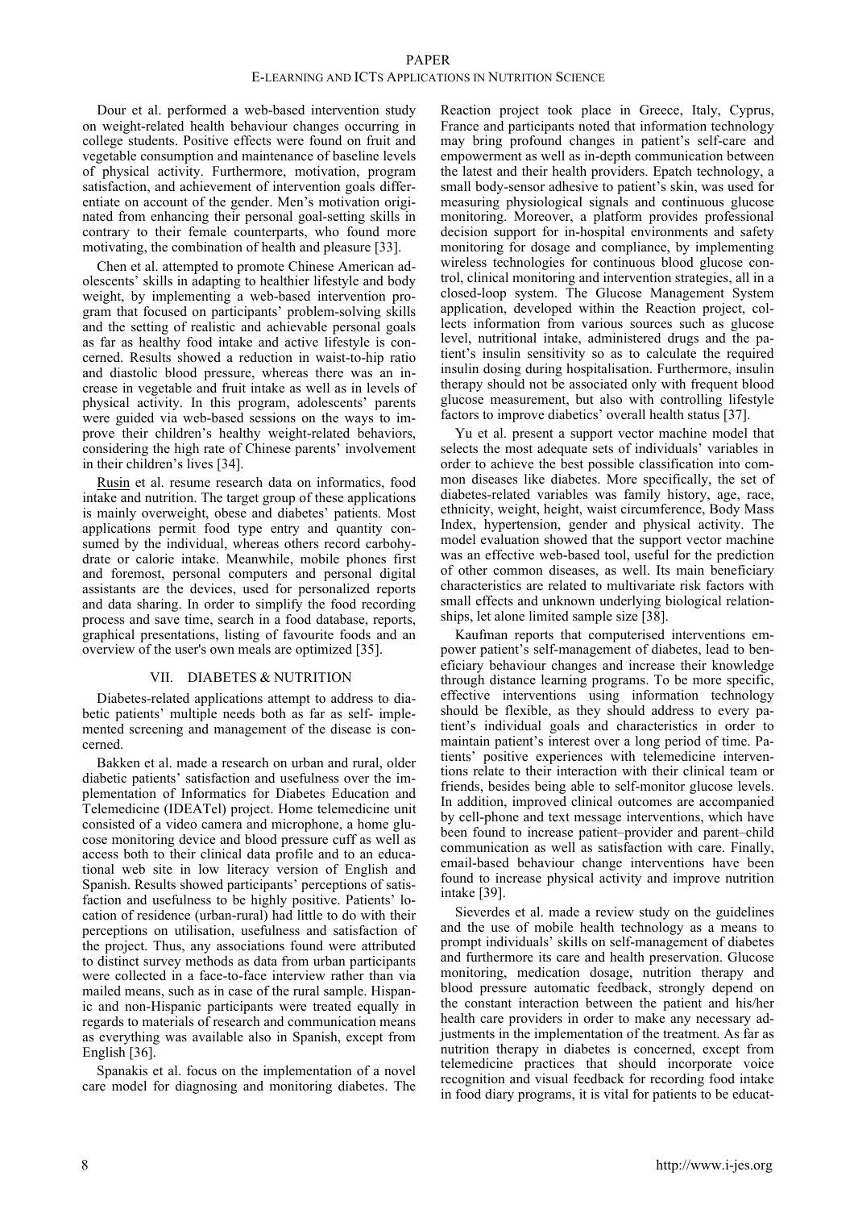Dour et al. performed a web-based intervention study on weight-related health behaviour changes occurring in college students. Positive effects were found on fruit and vegetable consumption and maintenance of baseline levels of physical activity. Furthermore, motivation, program satisfaction, and achievement of intervention goals differentiate on account of the gender. Men's motivation originated from enhancing their personal goal-setting skills in contrary to their female counterparts, who found more motivating, the combination of health and pleasure [33].

Chen et al. attempted to promote Chinese American adolescents' skills in adapting to healthier lifestyle and body weight, by implementing a web-based intervention program that focused on participants' problem-solving skills and the setting of realistic and achievable personal goals as far as healthy food intake and active lifestyle is concerned. Results showed a reduction in waist-to-hip ratio and diastolic blood pressure, whereas there was an increase in vegetable and fruit intake as well as in levels of physical activity. In this program, adolescents' parents were guided via web-based sessions on the ways to improve their children's healthy weight-related behaviors, considering the high rate of Chinese parents' involvement in their children's lives [34].

Rusin et al. resume research data on informatics, food intake and nutrition. The target group of these applications is mainly overweight, obese and diabetes' patients. Most applications permit food type entry and quantity consumed by the individual, whereas others record carbohydrate or calorie intake. Meanwhile, mobile phones first and foremost, personal computers and personal digital assistants are the devices, used for personalized reports and data sharing. In order to simplify the food recording process and save time, search in a food database, reports, graphical presentations, listing of favourite foods and an overview of the user's own meals are optimized [35].

## VII. DIABETES & NUTRITION

Diabetes-related applications attempt to address to diabetic patients' multiple needs both as far as self- implemented screening and management of the disease is concerned.

Bakken et al. made a research on urban and rural, older diabetic patients' satisfaction and usefulness over the implementation of Informatics for Diabetes Education and Telemedicine (IDEATel) project. Home telemedicine unit consisted of a video camera and microphone, a home glucose monitoring device and blood pressure cuff as well as access both to their clinical data profile and to an educational web site in low literacy version of English and Spanish. Results showed participants' perceptions of satisfaction and usefulness to be highly positive. Patients' location of residence (urban-rural) had little to do with their perceptions on utilisation, usefulness and satisfaction of the project. Thus, any associations found were attributed to distinct survey methods as data from urban participants were collected in a face-to-face interview rather than via mailed means, such as in case of the rural sample. Hispanic and non-Hispanic participants were treated equally in regards to materials of research and communication means as everything was available also in Spanish, except from English [36].

Spanakis et al. focus on the implementation of a novel care model for diagnosing and monitoring diabetes. The Reaction project took place in Greece, Italy, Cyprus, France and participants noted that information technology may bring profound changes in patient's self-care and empowerment as well as in-depth communication between the latest and their health providers. Epatch technology, a small body-sensor adhesive to patient's skin, was used for measuring physiological signals and continuous glucose monitoring. Moreover, a platform provides professional decision support for in-hospital environments and safety monitoring for dosage and compliance, by implementing wireless technologies for continuous blood glucose control, clinical monitoring and intervention strategies, all in a closed-loop system. The Glucose Management System application, developed within the Reaction project, collects information from various sources such as glucose level, nutritional intake, administered drugs and the patient's insulin sensitivity so as to calculate the required insulin dosing during hospitalisation. Furthermore, insulin therapy should not be associated only with frequent blood glucose measurement, but also with controlling lifestyle factors to improve diabetics' overall health status [37].

Yu et al. present a support vector machine model that selects the most adequate sets of individuals' variables in order to achieve the best possible classification into common diseases like diabetes. More specifically, the set of diabetes-related variables was family history, age, race, ethnicity, weight, height, waist circumference, Body Mass Index, hypertension, gender and physical activity. The model evaluation showed that the support vector machine was an effective web-based tool, useful for the prediction of other common diseases, as well. Its main beneficiary characteristics are related to multivariate risk factors with small effects and unknown underlying biological relationships, let alone limited sample size [38].

Kaufman reports that computerised interventions empower patient's self-management of diabetes, lead to beneficiary behaviour changes and increase their knowledge through distance learning programs. To be more specific, effective interventions using information technology should be flexible, as they should address to every patient's individual goals and characteristics in order to maintain patient's interest over a long period of time. Patients' positive experiences with telemedicine interventions relate to their interaction with their clinical team or friends, besides being able to self-monitor glucose levels. In addition, improved clinical outcomes are accompanied by cell-phone and text message interventions, which have been found to increase patient–provider and parent–child communication as well as satisfaction with care. Finally, email-based behaviour change interventions have been found to increase physical activity and improve nutrition intake [39].

Sieverdes et al. made a review study on the guidelines and the use of mobile health technology as a means to prompt individuals' skills on self-management of diabetes and furthermore its care and health preservation. Glucose monitoring, medication dosage, nutrition therapy and blood pressure automatic feedback, strongly depend on the constant interaction between the patient and his/her health care providers in order to make any necessary adjustments in the implementation of the treatment. As far as nutrition therapy in diabetes is concerned, except from telemedicine practices that should incorporate voice recognition and visual feedback for recording food intake in food diary programs, it is vital for patients to be educat-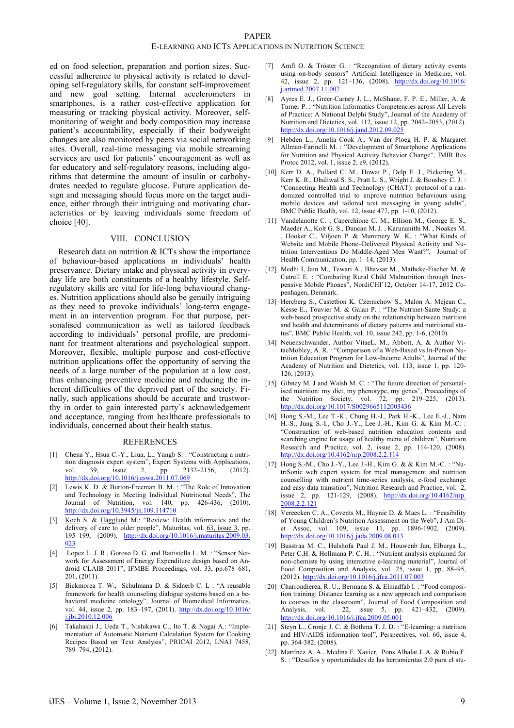ed on food selection, preparation and portion sizes. Successful adherence to physical activity is related to developing self-regulatory skills, for constant self-improvement and new goal setting. Internal accelerometers in smartphones, is a rather cost-effective application for measuring or tracking physical activity. Moreover, self-monitoring of weight and body composition may increase patient's accountability, especially if their bodyweight changes are also monitored by peers via social networking sites. Overall, real-time messaging via mobile streaming services are used for patients' encouragement as well as for educatory and self-regulatory reasons, including algorithms that determine the amount of insulin or carbohydrates needed to regulate glucose. Future application design and messaging should focus more on the target audience, either through their intriguing and motivating characteristics or by leaving individuals some freedom of choice [40].

## VIII. CONCLUSION

Research data on nutrition & ICTs show the importance of behaviour-based applications in individuals' health preservance. Dietary intake and physical activity in everyday life are both constituents of a healthy lifestyle. Self-regulatory skills are vital for life-long behavioural changes. Nutrition applications should also be genuily intriguing as they need to provoke individuals' long-term engagement in an intervention program. For that purpose, personalised communication as well as tailored feedback according to individuals' personal profile, are predominant for treatment alterations and psychological support. Moreover, flexible, multiple purpose and cost-effective nutrition applications offer the opportunity of serving the needs of a large number of the population at a low cost, thus enhancing preventive medicine and reducing the inherent difficulties of the deprived part of the society. Finally, such applications should be accurate and trustworthy in order to gain interested party's acknowledgement and acceptance, ranging from healthcare professionals to individuals, concerned about their health status.

## REFERENCES

[1] Chena Y., Hsua C.-Y., Liua, L., Yangb S. : "Constructing a nutrition diagnosis expert system", Expert Systems with Applications, vol. 39, issue 2, pp. 2132–2156, (2012). http://dx.doi.org/10.1016/j.eswa.2011.07.069

[2] Lewis K. D. & Burton-Freeman B. M. : "The Role of Innovation and Technology in Meeting Individual Nutritional Needs", The Journal of Nutrition, vol. 140, pp. 426-436, (2010). http://dx.doi.org/10.3945/jn.109.114710

[3] Koch S. & Hägglund M.: "Review: Health informatics and the delivery of care to older people", Maturitas, vol. 63, issue 3, pp. 195–199, (2009). http://dx.doi.org/10.1016/j.maturitas.2009.03.023

[4] Lopez L. J. R., Goroso D. G. and Battistella L. M. : "Sensor Network for Assessment of Energy Expenditure design based on Android CLAIB 2011", IFMBE Proceedings, vol. 33, pp.678–681, 201, (2011).

[5] Bickmorea T. W., Schulmana D. & Sidnerb C. L : "A reusable framework for health counseling dialogue systems based on a behavioral medicine ontology", Journal of Biomedical Informatics, vol. 44, issue 2, pp. 183–197, (2011). http://dx.doi.org/10.1016/j.jbi.2010.12.006

[6] Takahashi J., Ueda T., Nishikawa C., Ito T. & Nagai A.: "Implementation of Automatic Nutrient Calculation System for Cooking Recipes Based on Text Analysis", PRICAI 2012, LNAI 7458, 789–794, (2012).

[7] Amft O. & Tröster G. : "Recognition of dietary activity events using on-body sensors" Artificial Intelligence in Medicine, vol. 42, issue 2, pp. 121–136, (2008). http://dx.doi.org/10.1016/j.artmed.2007.11.007

[8] Ayres E. J., Greer-Carney J. L., McShane, F. P. E., Miller, A. & Turner P. : "Nutrition Informatics Competencies across All Levels of Practice: A National Delphi Study", Journal of the Academy of Nutrition and Dietetics, vol. 112, issue 12, pp. 2042–2053, (2012). http://dx.doi.org/10.1016/j.jand.2012.09.025

[9] Hebden L., Amelia Cook A., Van der Ploeg H. P. & Margaret Allman-Farinelli M. : "Development of Smartphone Applications for Nutrition and Physical Activity Behavior Change", JMIR Res Protoc 2012, vol. 1, issue 2, e9, (2012).

[10] Kerr D. A., Pollard C. M., Howat P., Delp E. J., Pickering M., Kerr K. R., Dhaliwal S. S., Pratt L. S., Wright J. & Boushey C. J. : "Connecting Health and Technology (CHAT): protocol of a randomized controlled trial to improve nutrition behaviours using mobile devices and tailored text messaging in young adults", BMC Public Health, vol. 12, issue 477, pp. 1-10, (2012).

[11] Vandelanotte C. , Caperchione C. M., Ellison M., George E. S., Maeder A., Kolt G. S., Duncan M. J. , Karunanithi M. , Noakes M. , Hooker C., Viljoen P. & Mummery W. K. : "What Kinds of Website and Mobile Phone–Delivered Physical Activity and Nutrition Interventions Do Middle-Aged Men Want?", Journal of Health Communication, pp. 1–14, (2013).

[12] Medhi I., Jain M., Tewari A., Bhavsar M., Matheke-Fischer M. & Cutrell E. : "Combating Rural Child Malnutrition through Inexpensive Mobile Phones", NordiCHI'12, October 14-17, 2012 Copenhagen, Denmark.

[13] Hercberg S., Castetbon K. Czernichow S., Malon A. Mejean C., Kesse E., Touvier M. & Galan P. : "The Nutrinet-Sante Study: a web-based prospective study on the relationship between nutrition and health and determinants of dietary patterns and nutritional status", BMC Public Health, vol. 10, issue 242, pp. 1-6, (2010).

[14] Neuenschwander, Author VitaeL. M., Abbott, A. & Author VitaeMobley, A. R. : "Comparison of a Web-Based vs In-Person Nutrition Education Program for Low-Income Adults", Journal of the Academy of Nutrition and Dietetics, vol. 113, issue 1, pp. 120-126, (2013).

[15] Gibney M. J and Walsh M. C. : "The future direction of personalised nutrition: my diet, my phenotype, my genes", Proceedings of the Nutrition Society, vol. 72, pp. 219–225, (2013). http://dx.doi.org/10.1017/S0029665112003436

[16] Hong S.-M., Lee T.-K., Chung H.-J., Park H.-K., Lee E.-J., Nam H.-S., Jung S.-I., Cho J.-Y., Lee J.-H., Kim G. & Kim M.-C. : "Construction of web-based nutrition education contents and searching engine for usage of healthy menu of children", Nutrition Research and Practice, vol. 2, issue 2, pp. 114-120, (2008). http://dx.doi.org/10.4162/nrp.2008.2.2.114

[17] Hong S.-M., Cho J.-Y., Lee J.-H., Kim G. & & Kim M.-C. : "NutriSonic web expert system for meal management and nutrition counselling with nutrient time-series analysis, e-food exchange and easy data transition", Nutrition Research and Practice, vol. 2, issue 2, pp. 121-129, (2008). http://dx.doi.org/10.4162/nrp.2008.2.2.121

[18] Vereecken C. A., Covents M., Haynie D. & Maes L. : "Feasibility of Young Children's Nutrition Assessment on the Web", J Am Diet Assoc, vol. 109, issue 11, pp. 1896-1902, (2009). http://dx.doi.org/10.1016/j.jada.2009.08.013

[19] Busstraa M. C., Hulshofa Paul J. M., Houwenb Jan, Elburga L., Peter C.H. & Hollmana P. C. H. : "Nutrient analysis explained for non-chemists by using interactive e-learning material", Journal of Food Composition and Analysis, vol. 25, issue 1, pp. 88–95, (2012). http://dx.doi.org/10.1016/j.jfca.2011.07.003

[20] Charrondierea, R. U., Bermana S. & Elmadfab I. : "Food composition training: Distance learning as a new approach and comparison to courses in the classroom", Journal of Food Composition and Analysis, vol. 22, issue 5, pp. 421–432, (2009). http://dx.doi.org/10.1016/j.jfca.2009.05.001

[21] Steyn L., Cronje J. C. & Bothma T. J. D. : "E-learning: a nutrition and HIV/AIDS information tool", Perspectives, vol. 60, issue 4, pp. 364-382, (2008).

[22] Martínez A. A., Medina F. Xavier, Pons Albalat J. A. & Rubio F. S. : "Desafíos y oportunidades de las herramientas 2.0 para el stu-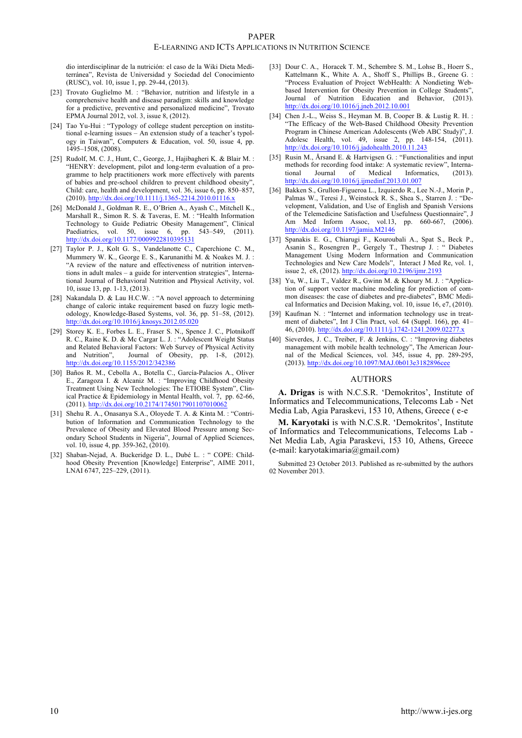dio interdisciplinar de la nutrición: el caso de la Wiki Dieta Mediterránea", Revista de Universidad y Sociedad del Conocimiento (RUSC), vol. 10, issue 1, pp. 29-44, (2013).

[23] Trovato Guglielmo M. : "Behavior, nutrition and lifestyle in a comprehensive health and disease paradigm: skills and knowledge for a predictive, preventive and personalized medicine", Trovato EPMA Journal 2012, vol. 3, issue 8, (2012).

[24] Tao Yu-Hui : "Typology of college student perception on institutional e-learning issues – An extension study of a teacher's typology in Taiwan", Computers & Education, vol. 50, issue 4, pp. 1495–1508, (2008).

[25] Rudolf, M. C. J., Hunt, C., George, J., Hajibagheri K. & Blair M. : "HENRY: development, pilot and long-term evaluation of a programme to help practitioners work more effectively with parents of babies and pre-school children to prevent childhood obesity", Child: care, health and development, vol. 36, issue 6, pp. 850–857, (2010). http://dx.doi.org/10.1111/j.1365-2214.2010.01116.x

[26] McDonald J., Goldman R. E., O'Brien A., Ayash C., Mitchell K., Marshall R., Simon R. S. & Taveras, E. M. : "Health Information Technology to Guide Pediatric Obesity Management", Clinical Paediatrics, vol. 50, issue 6, pp. 543–549, (2011). http://dx.doi.org/10.1177/0009922810395131

[27] Taylor P. J., Kolt G. S., Vandelanotte C., Caperchione C. M., Mummery W. K., George E. S., Karunanithi M. & Noakes M. J. : "A review of the nature and effectiveness of nutrition interventions in adult males – a guide for intervention strategies", International Journal of Behavioral Nutrition and Physical Activity, vol. 10, issue 13, pp. 1-13, (2013).

[28] Nakandala D. & Lau H.C.W. : "A novel approach to determining change of caloric intake requirement based on fuzzy logic methodology, Knowledge-Based Systems, vol. 36, pp. 51–58, (2012). http://dx.doi.org/10.1016/j.knosys.2012.05.020

[29] Storey K. E., Forbes L. E., Fraser S. N., Spence J. C., Plotnikoff R. C., Raine K. D. & Mc Cargar L. J. : "Adolescent Weight Status and Related Behavioral Factors: Web Survey of Physical Activity and Nutrition", Journal of Obesity, pp. 1-8, (2012). http://dx.doi.org/10.1155/2012/342386

[30] Baños R. M., Cebolla A., Botella C., García-Palacios A., Oliver E., Zaragoza I. & Alcaniz M. : "Improving Childhood Obesity Treatment Using New Technologies: The ETIOBE System", Clinical Practice & Epidemiology in Mental Health, vol. 7, pp. 62-66, (2011). http://dx.doi.org/10.2174/1745017901107010062

[31] Shehu R. A., Onasanya S.A., Oloyede T. A. & Kinta M. : "Contribution of Information and Communication Technology to the Prevalence of Obesity and Elevated Blood Pressure among Secondary School Students in Nigeria", Journal of Applied Sciences, vol. 10, issue 4, pp. 359-362, (2010).

[32] Shaban-Nejad, A. Buckeridge D. L., Dubé L. : " COPE: Childhood Obesity Prevention [Knowledge] Enterprise", AIME 2011, LNAI 6747, 225–229, (2011).

[33] Dour C. A., Horacek T. M., Schembre S. M., Lohse B., Hoerr S., Kattelmann K., White A. A., Shoff S., Phillips B., Greene G. : "Process Evaluation of Project WebHealth: A Nondieting Web-based Intervention for Obesity Prevention in College Students", Journal of Nutrition Education and Behavior, (2013). http://dx.doi.org/10.1016/j.jneb.2012.10.001

[34] Chen J.-L., Weiss S., Heyman M. B, Cooper B. & Lustig R. H. : "The Efficacy of the Web-Based Childhood Obesity Prevention Program in Chinese American Adolescents (Web ABC Study)", J. Adolesc Health, vol. 49, issue 2, pp. 148-154, (2011). http://dx.doi.org/10.1016/j.jadohealth.2010.11.243

[35] Rusin M., Årsand E. & Hartvigsen G. : "Functionalities and input methods for recording food intake: A systematic review", International Journal of Medical Informatics, (2013). http://dx.doi.org/10.1016/j.ijmedinf.2013.01.007

[36] Bakken S., Grullon-Figueroa L., Izquierdo R., Lee N.-J., Morin P., Palmas W., Teresi J., Weinstock R. S., Shea S., Starren J. : "Development, Validation, and Use of English and Spanish Versions of the Telemedicine Satisfaction and Usefulness Questionnaire", J Am Med Inform Assoc, vol.13, pp. 660-667, (2006). http://dx.doi.org/10.1197/jamia.M2146

[37] Spanakis E. G., Chiarugi F., Kouroubali A., Spat S., Beck P., Asanin S., Rosengren P., Gergely T., Thestrup J. : " Diabetes Management Using Modern Information and Communication Technologies and New Care Models", Interact J Med Re, vol. 1, issue 2, e8, (2012). http://dx.doi.org/10.2196/ijmr.2193

[38] Yu, W., Liu T., Valdez R., Gwinn M. & Khoury M. J. : "Application of support vector machine modeling for prediction of common diseases: the case of diabetes and pre-diabetes", BMC Medical Informatics and Decision Making, vol. 10, issue 16, e7, (2010).

[39] Kaufman N. : "Internet and information technology use in treatment of diabetes", Int J Clin Pract, vol. 64 (Suppl. 166), pp. 41–46, (2010). http://dx.doi.org/10.1111/j.1742-1241.2009.02277.x

[40] Sieverdes, J. C., Treiber, F. & Jenkins, C. : "Improving diabetes management with mobile health technology", The American Journal of the Medical Sciences, vol. 345, issue 4, pp. 289-295, (2013). http://dx.doi.org/10.1097/MAJ.0b013e3182896cee

## AUTHORS

**A. Drigas** is with N.C.S.R. 'Demokritos', Institute of Informatics and Telecommunications, Telecoms Lab - Net Media Lab, Agia Paraskevi, 153 10, Athens, Greece ( e-e

**M. Karyotaki** is with N.C.S.R. 'Demokritos', Institute of Informatics and Telecommunications, Telecoms Lab - Net Media Lab, Agia Paraskevi, 153 10, Athens, Greece (e-mail: karyotakimaria@gmail.com)

Submitted 23 October 2013. Published as re-submitted by the authors 02 November 2013.